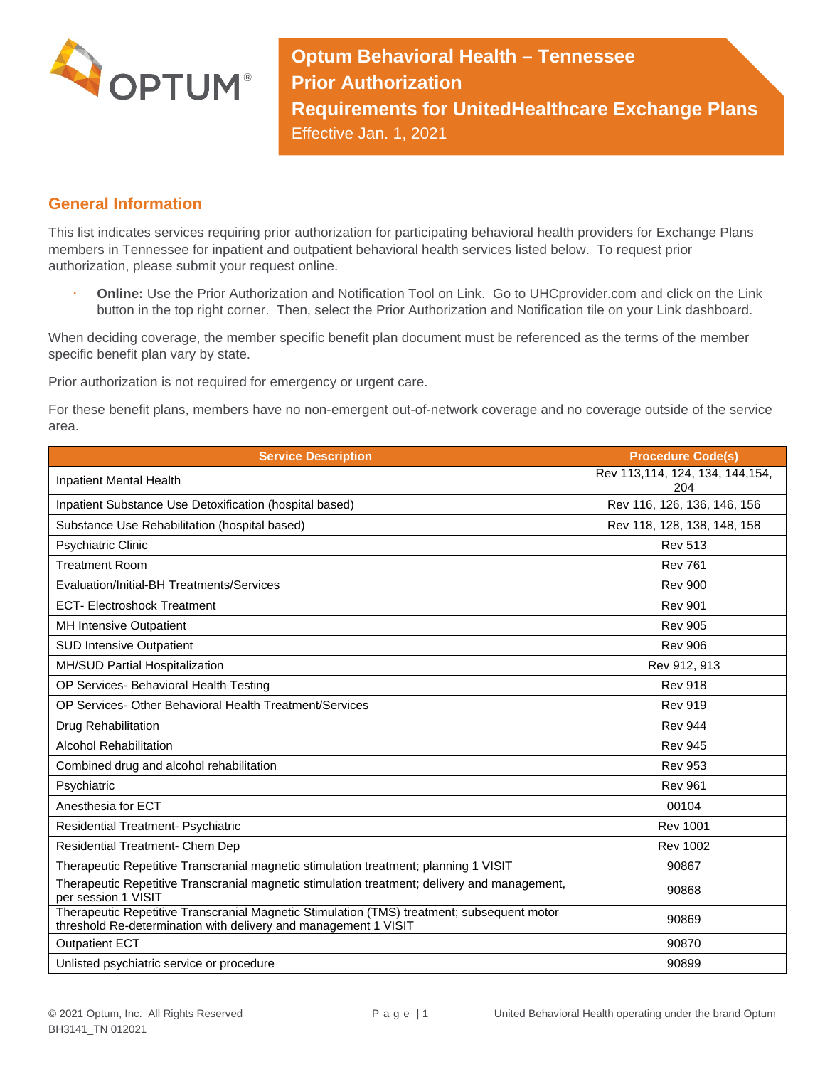# Optum Behavioral Health – Tennessee
# Prior Authorization
# Requirements for UnitedHealthcare Exchange Plans

Effective Jan. 1, 2021

## General Information

This list indicates services requiring prior authorization for participating behavioral health providers for Exchange Plans members in Tennessee for inpatient and outpatient behavioral health services listed below. To request prior authorization, please submit your request online.

- **Online:** Use the Prior Authorization and Notification Tool on Link. Go to UHCprovider.com and click on the Link button in the top right corner. Then, select the Prior Authorization and Notification tile on your Link dashboard.

When deciding coverage, the member specific benefit plan document must be referenced as the terms of the member specific benefit plan vary by state.

Prior authorization is not required for emergency or urgent care.

For these benefit plans, members have no non-emergent out-of-network coverage and no coverage outside of the service area.

| Service Description | Procedure Code(s) |
|---|---|
| Inpatient Mental Health | Rev 113,114, 124, 134, 144,154, 204 |
| Inpatient Substance Use Detoxification (hospital based) | Rev 116, 126, 136, 146, 156 |
| Substance Use Rehabilitation (hospital based) | Rev 118, 128, 138, 148, 158 |
| Psychiatric Clinic | Rev 513 |
| Treatment Room | Rev 761 |
| Evaluation/Initial-BH Treatments/Services | Rev 900 |
| ECT- Electroshock Treatment | Rev 901 |
| MH Intensive Outpatient | Rev 905 |
| SUD Intensive Outpatient | Rev 906 |
| MH/SUD Partial Hospitalization | Rev 912, 913 |
| OP Services- Behavioral Health Testing | Rev 918 |
| OP Services- Other Behavioral Health Treatment/Services | Rev 919 |
| Drug Rehabilitation | Rev 944 |
| Alcohol Rehabilitation | Rev 945 |
| Combined drug and alcohol rehabilitation | Rev 953 |
| Psychiatric | Rev 961 |
| Anesthesia for ECT | 00104 |
| Residential Treatment- Psychiatric | Rev 1001 |
| Residential Treatment- Chem Dep | Rev 1002 |
| Therapeutic Repetitive Transcranial magnetic stimulation treatment; planning 1 VISIT | 90867 |
| Therapeutic Repetitive Transcranial magnetic stimulation treatment; delivery and management, per session 1 VISIT | 90868 |
| Therapeutic Repetitive Transcranial Magnetic Stimulation (TMS) treatment; subsequent motor threshold Re-determination with delivery and management 1 VISIT | 90869 |
| Outpatient ECT | 90870 |
| Unlisted psychiatric service or procedure | 90899 |

© 2021 Optum, Inc. All Rights Reserved
BH3141_TN 012021

United Behavioral Health operating under the brand Optum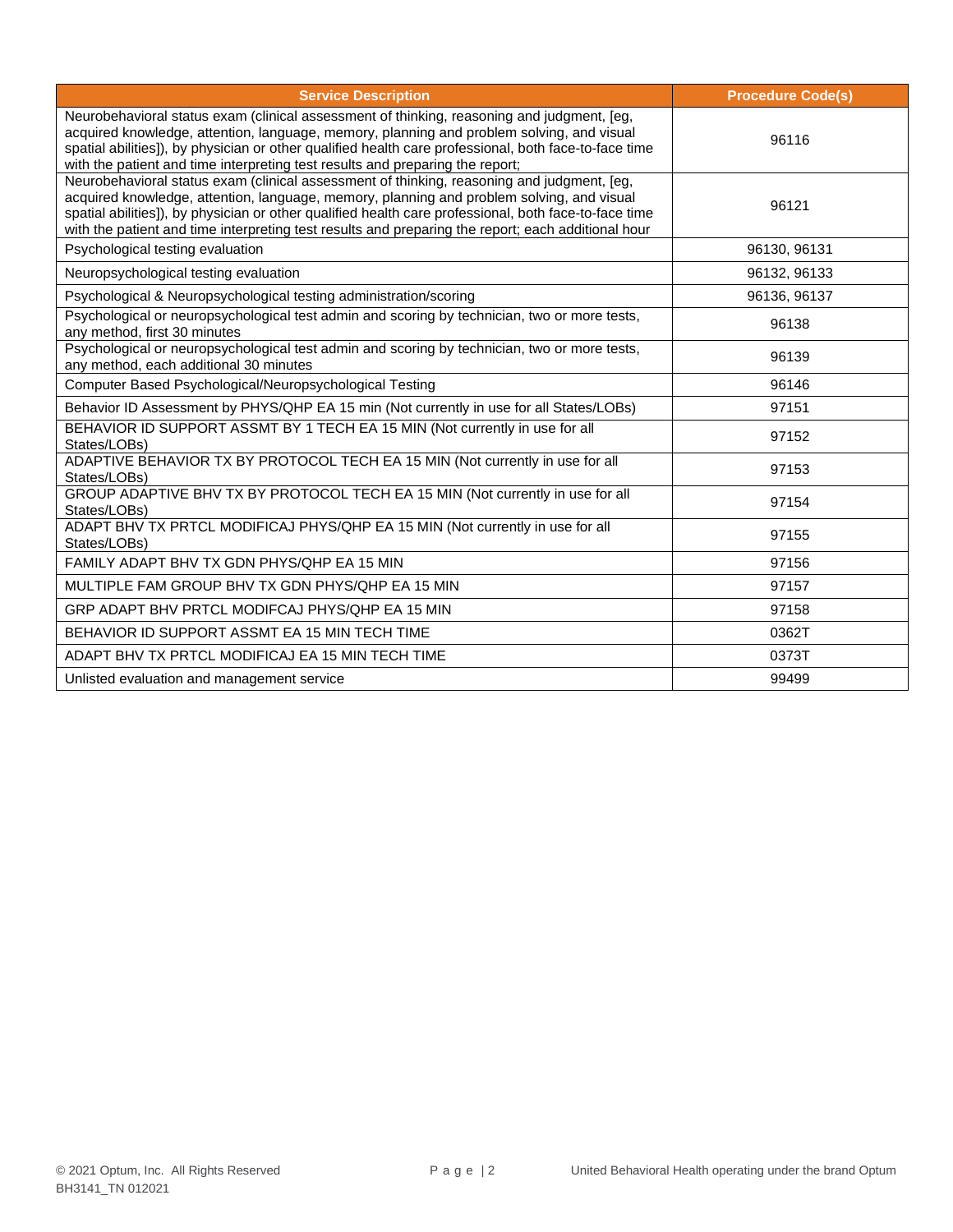| Service Description | Procedure Code(s) |
|---|---|
| Neurobehavioral status exam (clinical assessment of thinking, reasoning and judgment, [eg, acquired knowledge, attention, language, memory, planning and problem solving, and visual spatial abilities]), by physician or other qualified health care professional, both face-to-face time with the patient and time interpreting test results and preparing the report; | 96116 |
| Neurobehavioral status exam (clinical assessment of thinking, reasoning and judgment, [eg, acquired knowledge, attention, language, memory, planning and problem solving, and visual spatial abilities]), by physician or other qualified health care professional, both face-to-face time with the patient and time interpreting test results and preparing the report; each additional hour | 96121 |
| Psychological testing evaluation | 96130, 96131 |
| Neuropsychological testing evaluation | 96132, 96133 |
| Psychological & Neuropsychological testing administration/scoring | 96136, 96137 |
| Psychological or neuropsychological test admin and scoring by technician, two or more tests, any method, first 30 minutes | 96138 |
| Psychological or neuropsychological test admin and scoring by technician, two or more tests, any method, each additional 30 minutes | 96139 |
| Computer Based Psychological/Neuropsychological Testing | 96146 |
| Behavior ID Assessment by PHYS/QHP EA 15 min (Not currently in use for all States/LOBs) | 97151 |
| BEHAVIOR ID SUPPORT ASSMT BY 1 TECH EA 15 MIN (Not currently in use for all States/LOBs) | 97152 |
| ADAPTIVE BEHAVIOR TX BY PROTOCOL TECH EA 15 MIN (Not currently in use for all States/LOBs) | 97153 |
| GROUP ADAPTIVE BHV TX BY PROTOCOL TECH EA 15 MIN (Not currently in use for all States/LOBs) | 97154 |
| ADAPT BHV TX PRTCL MODIFICAJ PHYS/QHP EA 15 MIN (Not currently in use for all States/LOBs) | 97155 |
| FAMILY ADAPT BHV TX GDN PHYS/QHP EA 15 MIN | 97156 |
| MULTIPLE FAM GROUP BHV TX GDN PHYS/QHP EA 15 MIN | 97157 |
| GRP ADAPT BHV PRTCL MODIFCAJ PHYS/QHP EA 15 MIN | 97158 |
| BEHAVIOR ID SUPPORT ASSMT EA 15 MIN TECH TIME | 0362T |
| ADAPT BHV TX PRTCL MODIFICAJ EA 15 MIN TECH TIME | 0373T |
| Unlisted evaluation and management service | 99499 |